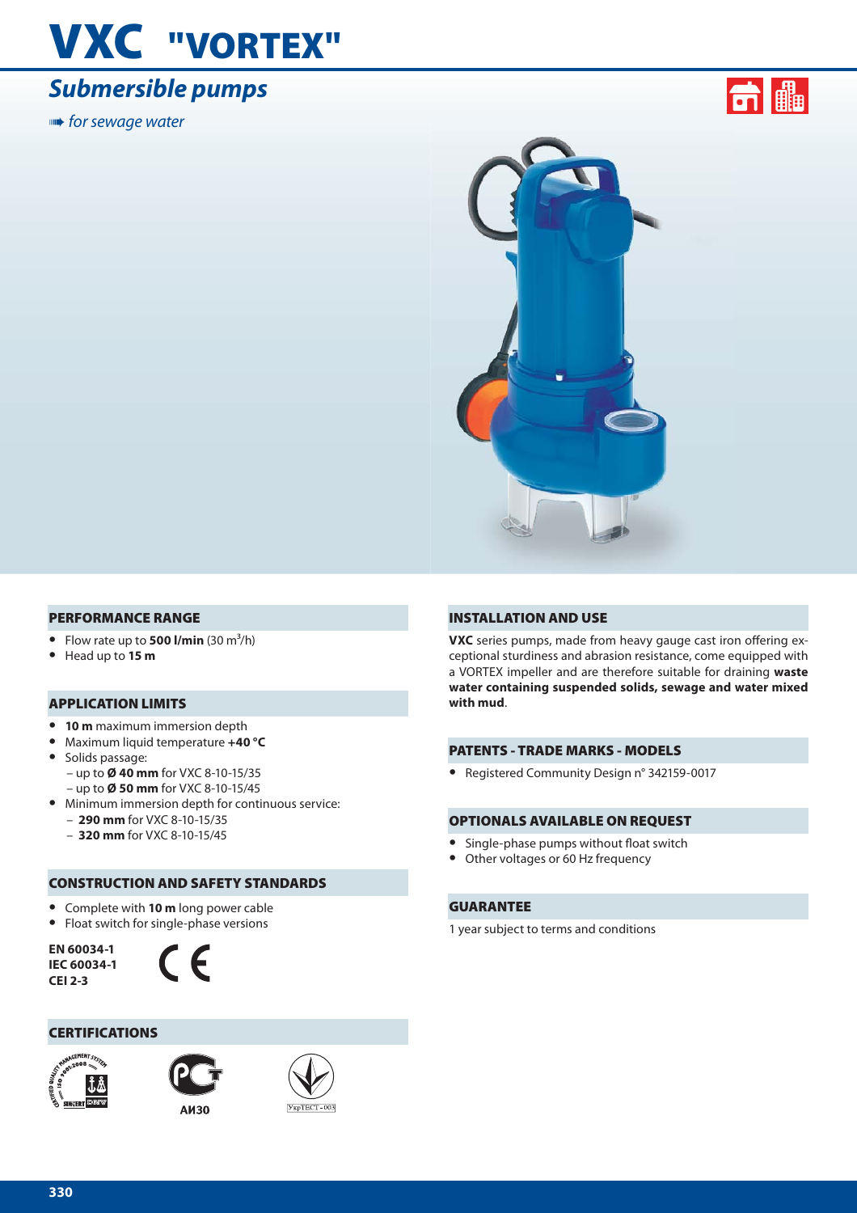# VXC "VORTEX"

## *Submersible pumps*

*for sewage water*

### PERFORMANCE RANGE

- Flow rate up to **500 l/min** (30 $m^3$/h)
- Head up to **15 m**

### APPLICATION LIMITS

- **10 m** maximum immersion depth
- Maximum liquid temperature **+40 °C**
- Solids passage:
  - up to **Ø 40 mm** for VXC 8-10-15/35
  - up to **Ø 50 mm** for VXC 8-10-15/45
- Minimum immersion depth for continuous service:
  - **290 mm** for VXC 8-10-15/35
  - **320 mm** for VXC 8-10-15/45

### CONSTRUCTION AND SAFETY STANDARDS

- Complete with **10 m** long power cable
- Float switch for single-phase versions

**EN 60034-1**
**IEC 60034-1**
**CEI 2-3**

CE

### CERTIFICATIONS

АИ30

### INSTALLATION AND USE

**VXC** series pumps, made from heavy gauge cast iron offering exceptional sturdiness and abrasion resistance, come equipped with a VORTEX impeller and are therefore suitable for draining **waste water containing suspended solids, sewage and water mixed with mud**.

### PATENTS - TRADE MARKS - MODELS

- Registered Community Design n° 342159-0017

### OPTIONALS AVAILABLE ON REQUEST

- Single-phase pumps without float switch
- Other voltages or 60 Hz frequency

### GUARANTEE

1 year subject to terms and conditions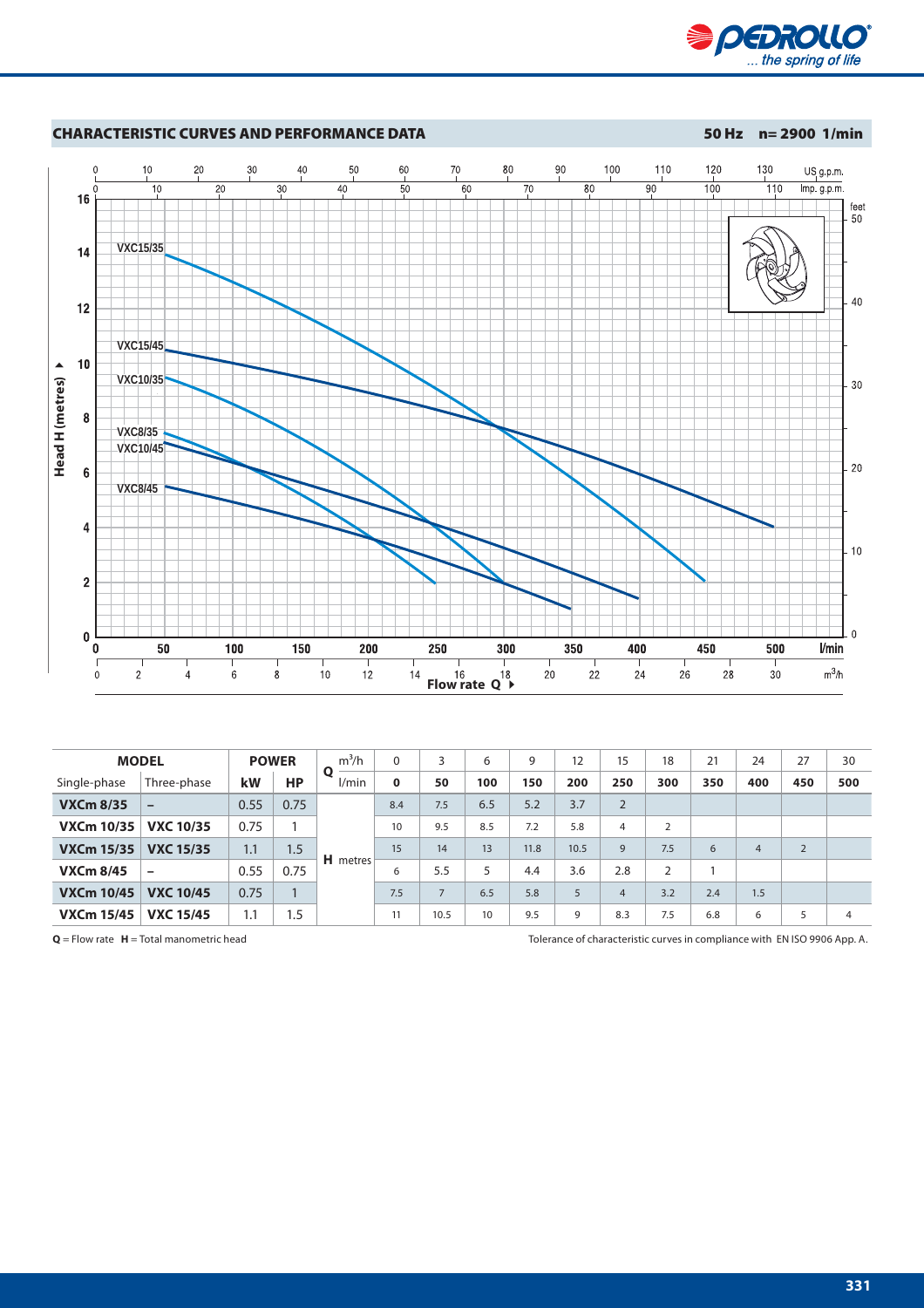## CHARACTERISTIC CURVES AND PERFORMANCE DATA

**50 Hz n= 2900 1/min**

| MODEL | | POWER | | Q m³/h | 0 | 3 | 6 | 9 | 12 | 15 | 18 | 21 | 24 | 27 | 30 |
|---|---|---|---|---|---|---|---|---|---|---|---|---|---|---|---|
| Single-phase | Three-phase | kW | HP | l/min | **0** | **50** | **100** | **150** | **200** | **250** | **300** | **350** | **400** | **450** | **500** |
| **VXCm 8/35** | – | 0.55 | 0.75 | **H** metres | 8.4 | 7.5 | 6.5 | 5.2 | 3.7 | 2 | | | | | |
| **VXCm 10/35** | **VXC 10/35** | 0.75 | 1 | | 10 | 9.5 | 8.5 | 7.2 | 5.8 | 4 | 2 | | | | |
| **VXCm 15/35** | **VXC 15/35** | 1.1 | 1.5 | | 15 | 14 | 13 | 11.8 | 10.5 | 9 | 7.5 | 6 | 4 | 2 | |
| **VXCm 8/45** | – | 0.55 | 0.75 | | 6 | 5.5 | 5 | 4.4 | 3.6 | 2.8 | 2 | 1 | | | |
| **VXCm 10/45** | **VXC 10/45** | 0.75 | 1 | | 7.5 | 7 | 6.5 | 5.8 | 5 | 4 | 3.2 | 2.4 | 1.5 | | |
| **VXCm 15/45** | **VXC 15/45** | 1.1 | 1.5 | | 11 | 10.5 | 10 | 9.5 | 9 | 8.3 | 7.5 | 6.8 | 6 | 5 | 4 |

**Q** = Flow rate **H** = Total manometric head

Tolerance of characteristic curves in compliance with EN ISO 9906 App. A.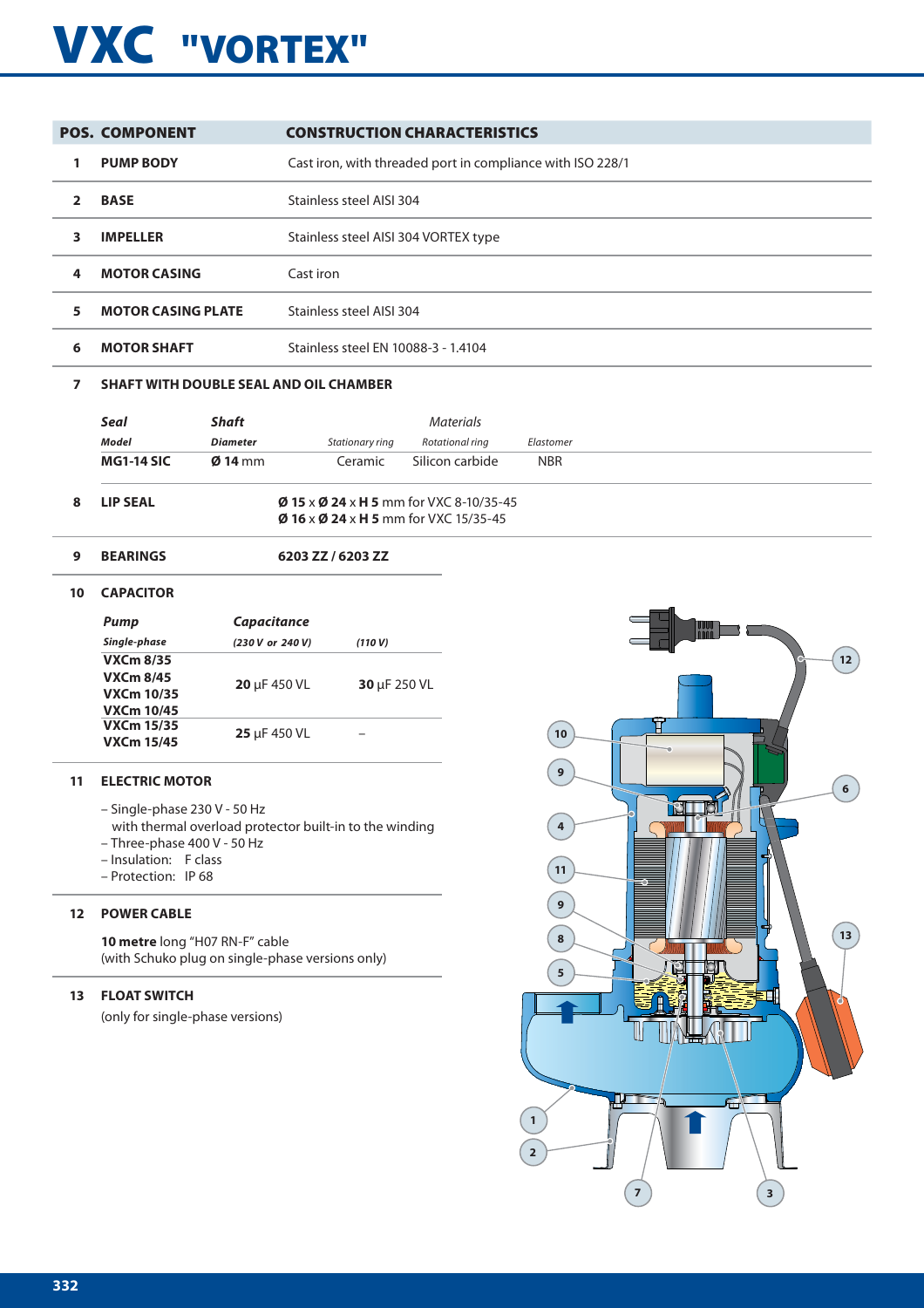# VXC "VORTEX"

| POS. | COMPONENT | CONSTRUCTION CHARACTERISTICS |
|---|---|---|
| 1 | **PUMP BODY** | Cast iron, with threaded port in compliance with ISO 228/1 |
| 2 | **BASE** | Stainless steel AISI 304 |
| 3 | **IMPELLER** | Stainless steel AISI 304 VORTEX type |
| 4 | **MOTOR CASING** | Cast iron |
| 5 | **MOTOR CASING PLATE** | Stainless steel AISI 304 |
| 6 | **MOTOR SHAFT** | Stainless steel EN 10088-3 - 1.4104 |

**7 SHAFT WITH DOUBLE SEAL AND OIL CHAMBER**

| *Seal* *Model* | *Shaft* *Diameter* | *Materials* *Stationary ring* | *Materials* *Rotational ring* | *Materials* *Elastomer* |
|---|---|---|---|---|
| **MG1-14 SIC** | **Ø 14** mm | Ceramic | Silicon carbide | NBR |

**8 LIP SEAL**

**Ø 15** x **Ø 24** x **H 5** mm for VXC 8-10/35-45
**Ø 16** x **Ø 24** x **H 5** mm for VXC 15/35-45

**9 BEARINGS** **6203 ZZ / 6203 ZZ**

**10 CAPACITOR**

| *Pump* *Single-phase* | *Capacitance* *(230 V or 240 V)* | *(110 V)* |
|---|---|---|
| **VXCm 8/35** **VXCm 8/45** **VXCm 10/35** **VXCm 10/45** | **20** µF 450 VL | **30** µF 250 VL |
| **VXCm 15/35** **VXCm 15/45** | **25** µF 450 VL | – |

**11 ELECTRIC MOTOR**

– Single-phase 230 V - 50 Hz
with thermal overload protector built-in to the winding
– Three-phase 400 V - 50 Hz
– Insulation: F class
– Protection: IP 68

**12 POWER CABLE**

**10 metre** long "H07 RN-F" cable
(with Schuko plug on single-phase versions only)

**13 FLOAT SWITCH**

(only for single-phase versions)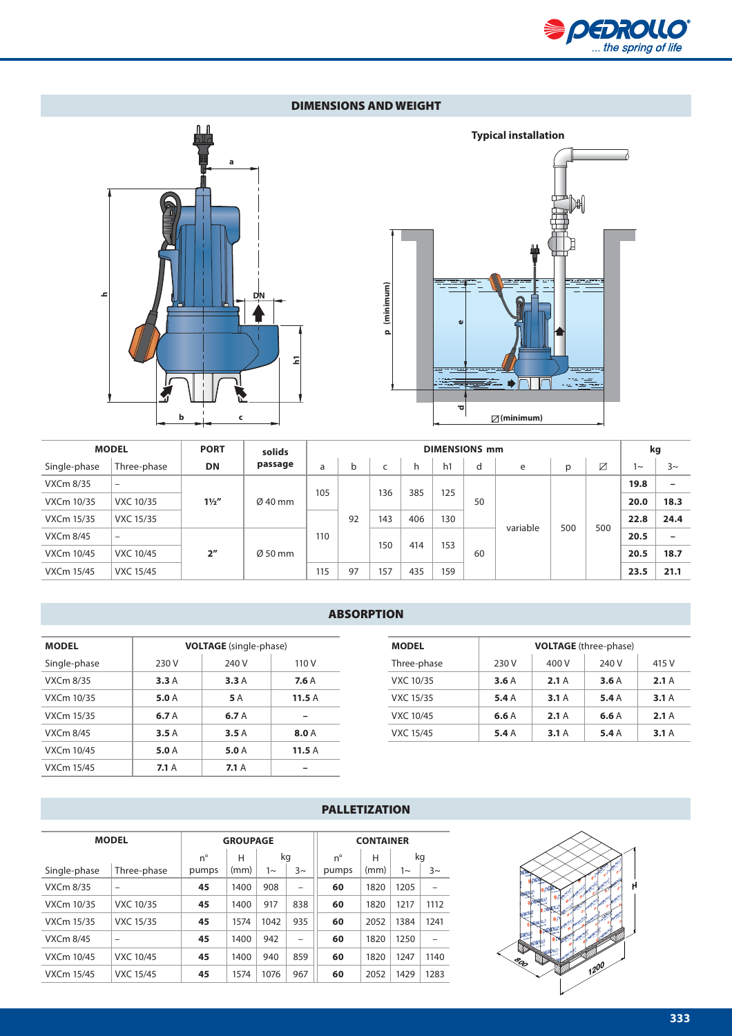## DIMENSIONS AND WEIGHT

Typical installation

a
h
DN
h1
b
c
p (minimum)
e
d
⊠ (minimum)

| MODEL | | PORT | solids passage | DIMENSIONS mm | | | | | | | | | kg | |
|---|---|---|---|---|---|---|---|---|---|---|---|---|---|---|
| Single-phase | Three-phase | DN | | a | b | c | h | h1 | d | e | p | ⊠ | 1~ | 3~ |
| VXCm 8/35 | – | 1½" | Ø 40 mm | 105 | 92 | 136 | 385 | 125 | 50 | variable | 500 | 500 | **19.8** | **–** |
| VXCm 10/35 | VXC 10/35 | 1½" | Ø 40 mm | 105 | 92 | 136 | 385 | 125 | 50 | variable | 500 | 500 | **20.0** | **18.3** |
| VXCm 15/35 | VXC 15/35 | 1½" | Ø 40 mm | 110 | 92 | 143 | 406 | 130 | 50 | variable | 500 | 500 | **22.8** | **24.4** |
| VXCm 8/45 | – | 2" | Ø 50 mm | 110 | 92 | 150 | 414 | 153 | 60 | variable | 500 | 500 | **20.5** | **–** |
| VXCm 10/45 | VXC 10/45 | 2" | Ø 50 mm | 110 | 92 | 150 | 414 | 153 | 60 | variable | 500 | 500 | **20.5** | **18.7** |
| VXCm 15/45 | VXC 15/45 | 2" | Ø 50 mm | 115 | 97 | 157 | 435 | 159 | 60 | variable | 500 | 500 | **23.5** | **21.1** |

## ABSORPTION

| MODEL | **VOLTAGE** (single-phase) | | |
|---|---|---|---|
| Single-phase | 230 V | 240 V | 110 V |
| VXCm 8/35 | **3.3** A | **3.3** A | **7.6** A |
| VXCm 10/35 | **5.0** A | **5** A | **11.5** A |
| VXCm 15/35 | **6.7** A | **6.7** A | **–** |
| VXCm 8/45 | **3.5** A | **3.5** A | **8.0** A |
| VXCm 10/45 | **5.0** A | **5.0** A | **11.5** A |
| VXCm 15/45 | **7.1** A | **7.1** A | **–** |

| MODEL | **VOLTAGE** (three-phase) | | | |
|---|---|---|---|---|
| Three-phase | 230 V | 400 V | 240 V | 415 V |
| VXC 10/35 | **3.6** A | **2.1** A | **3.6** A | **2.1** A |
| VXC 15/35 | **5.4** A | **3.1** A | **5.4** A | **3.1** A |
| VXC 10/45 | **6.6** A | **2.1** A | **6.6** A | **2.1** A |
| VXC 15/45 | **5.4** A | **3.1** A | **5.4** A | **3.1** A |

## PALLETIZATION

| MODEL | | GROUPAGE | | | | CONTAINER | | | |
|---|---|---|---|---|---|---|---|---|---|
| | | n° | H | kg | | n° | H | kg | |
| Single-phase | Three-phase | pumps | (mm) | 1~ | 3~ | pumps | (mm) | 1~ | 3~ |
| VXCm 8/35 | – | **45** | 1400 | 908 | – | **60** | 1820 | 1205 | – |
| VXCm 10/35 | VXC 10/35 | **45** | 1400 | 917 | 838 | **60** | 1820 | 1217 | 1112 |
| VXCm 15/35 | VXC 15/35 | **45** | 1574 | 1042 | 935 | **60** | 2052 | 1384 | 1241 |
| VXCm 8/45 | – | **45** | 1400 | 942 | – | **60** | 1820 | 1250 | – |
| VXCm 10/45 | VXC 10/45 | **45** | 1400 | 940 | 859 | **60** | 1820 | 1247 | 1140 |
| VXCm 15/45 | VXC 15/45 | **45** | 1574 | 1076 | 967 | **60** | 2052 | 1429 | 1283 |

H
800
1200